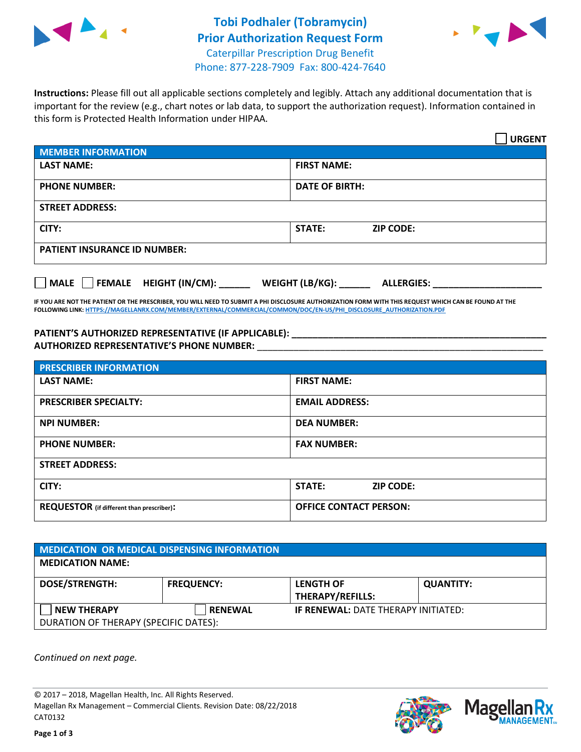# Tobi Podhaler (Tobramycin)
# Prior Authorization Request Form

Caterpillar Prescription Drug Benefit
Phone: 877-228-7909 Fax: 800-424-7640

**Instructions:** Please fill out all applicable sections completely and legibly. Attach any additional documentation that is important for the review (e.g., chart notes or lab data, to support the authorization request). Information contained in this form is Protected Health Information under HIPAA.

☐ **URGENT**

| **MEMBER INFORMATION** | |
|---|---|
| **LAST NAME:** | **FIRST NAME:** |
| **PHONE NUMBER:** | **DATE OF BIRTH:** |
| **STREET ADDRESS:** | |
| **CITY:** | **STATE:** **ZIP CODE:** |
| **PATIENT INSURANCE ID NUMBER:** | |

☐ **MALE** ☐ **FEMALE** **HEIGHT (IN/CM):** ______ **WEIGHT (LB/KG):** ______ **ALLERGIES:** ____________________

**IF YOU ARE NOT THE PATIENT OR THE PRESCRIBER, YOU WILL NEED TO SUBMIT A PHI DISCLOSURE AUTHORIZATION FORM WITH THIS REQUEST WHICH CAN BE FOUND AT THE FOLLOWING LINK: HTTPS://MAGELLANRX.COM/MEMBER/EXTERNAL/COMMERCIAL/COMMON/DOC/EN-US/PHI_DISCLOSURE_AUTHORIZATION.PDF**

**PATIENT'S AUTHORIZED REPRESENTATIVE (IF APPLICABLE):** ____________________________________________
**AUTHORIZED REPRESENTATIVE'S PHONE NUMBER:** ____________________________________________

| **PRESCRIBER INFORMATION** | |
|---|---|
| **LAST NAME:** | **FIRST NAME:** |
| **PRESCRIBER SPECIALTY:** | **EMAIL ADDRESS:** |
| **NPI NUMBER:** | **DEA NUMBER:** |
| **PHONE NUMBER:** | **FAX NUMBER:** |
| **STREET ADDRESS:** | |
| **CITY:** | **STATE:** **ZIP CODE:** |
| **REQUESTOR** (if different than prescriber)**:** | **OFFICE CONTACT PERSON:** |

| **MEDICATION OR MEDICAL DISPENSING INFORMATION** | | | |
|---|---|---|---|
| **MEDICATION NAME:** | | | |
| **DOSE/STRENGTH:** | **FREQUENCY:** | **LENGTH OF THERAPY/REFILLS:** | **QUANTITY:** |
| ☐ **NEW THERAPY** | ☐ **RENEWAL** | **IF RENEWAL:** DATE THERAPY INITIATED: | |
| DURATION OF THERAPY (SPECIFIC DATES): | | | |

*Continued on next page.*

© 2017 – 2018, Magellan Health, Inc. All Rights Reserved.
Magellan Rx Management – Commercial Clients. Revision Date: 08/22/2018
CAT0132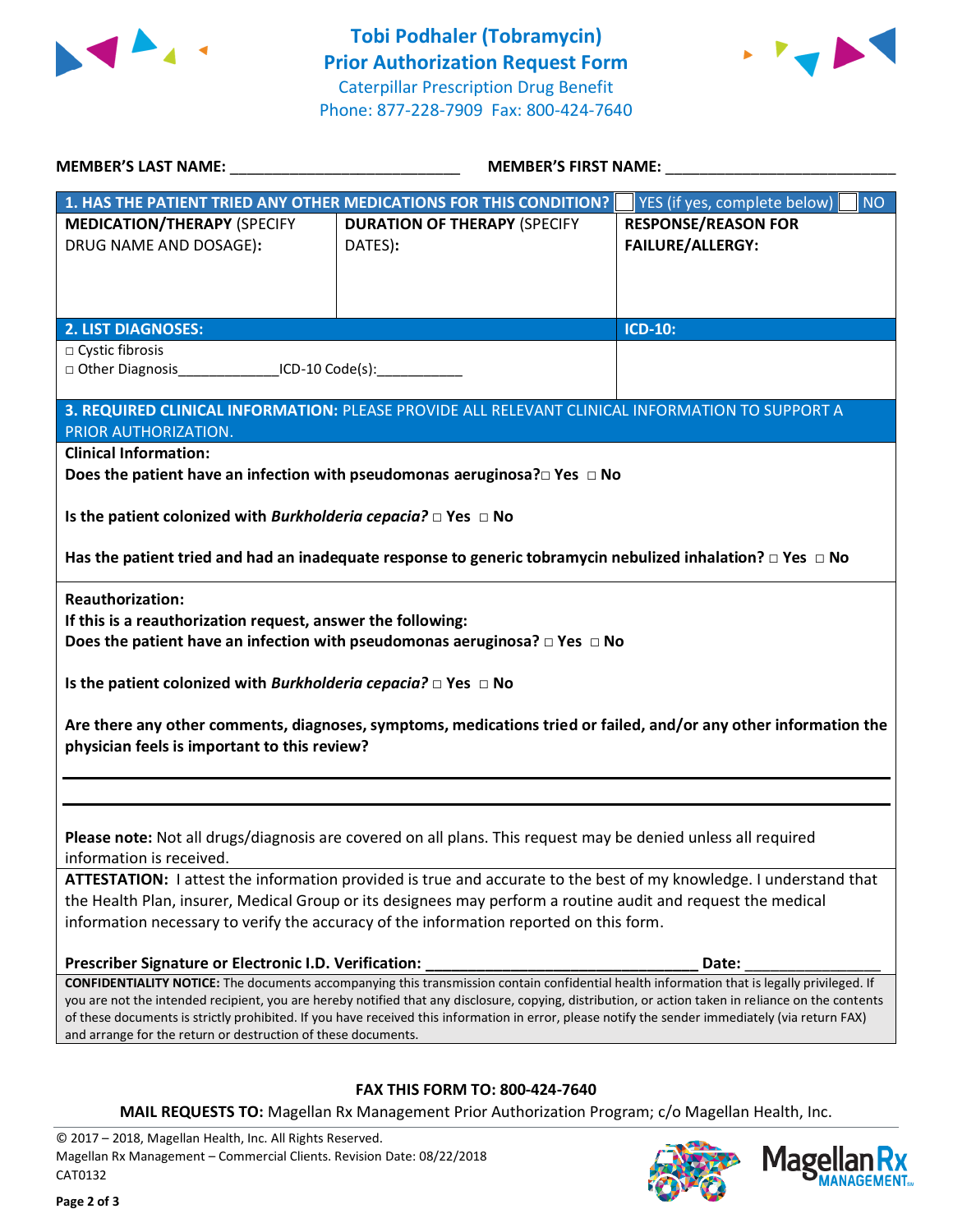# Tobi Podhaler (Tobramycin) Prior Authorization Request Form

Caterpillar Prescription Drug Benefit
Phone: 877-228-7909 Fax: 800-424-7640

**MEMBER'S LAST NAME:** ___________________________ **MEMBER'S FIRST NAME:** ___________________________

| **1. HAS THE PATIENT TRIED ANY OTHER MEDICATIONS FOR THIS CONDITION?** | | ☐ YES (if yes, complete below) ☐ NO |
|---|---|---|
| **MEDICATION/THERAPY** (SPECIFY DRUG NAME AND DOSAGE)**:** | **DURATION OF THERAPY** (SPECIFY DATES)**:** | **RESPONSE/REASON FOR FAILURE/ALLERGY:** |
| | | |

| **2. LIST DIAGNOSES:** | **ICD-10:** |
|---|---|
| □ Cystic fibrosis<br>□ Other Diagnosis_____________ICD-10 Code(s):___________ | |

**3. REQUIRED CLINICAL INFORMATION:** PLEASE PROVIDE ALL RELEVANT CLINICAL INFORMATION TO SUPPORT A PRIOR AUTHORIZATION.

**Clinical Information:**

**Does the patient have an infection with pseudomonas aeruginosa?□ Yes □ No**

**Is the patient colonized with *Burkholderia cepacia?* □ Yes □ No**

**Has the patient tried and had an inadequate response to generic tobramycin nebulized inhalation? □ Yes □ No**

**Reauthorization:**
**If this is a reauthorization request, answer the following:**
**Does the patient have an infection with pseudomonas aeruginosa? □ Yes □ No**

**Is the patient colonized with *Burkholderia cepacia?* □ Yes □ No**

**Are there any other comments, diagnoses, symptoms, medications tried or failed, and/or any other information the physician feels is important to this review?**

_______________________________________________________________________________

_______________________________________________________________________________

**Please note:** Not all drugs/diagnosis are covered on all plans. This request may be denied unless all required information is received.

**ATTESTATION:** I attest the information provided is true and accurate to the best of my knowledge. I understand that the Health Plan, insurer, Medical Group or its designees may perform a routine audit and request the medical information necessary to verify the accuracy of the information reported on this form.

**Prescriber Signature or Electronic I.D. Verification:** ________________________________ **Date:** ________________

**CONFIDENTIALITY NOTICE:** The documents accompanying this transmission contain confidential health information that is legally privileged. If you are not the intended recipient, you are hereby notified that any disclosure, copying, distribution, or action taken in reliance on the contents of these documents is strictly prohibited. If you have received this information in error, please notify the sender immediately (via return FAX) and arrange for the return or destruction of these documents.

**FAX THIS FORM TO: 800-424-7640**

**MAIL REQUESTS TO:** Magellan Rx Management Prior Authorization Program; c/o Magellan Health, Inc.

© 2017 – 2018, Magellan Health, Inc. All Rights Reserved.
Magellan Rx Management – Commercial Clients. Revision Date: 08/22/2018
CAT0132